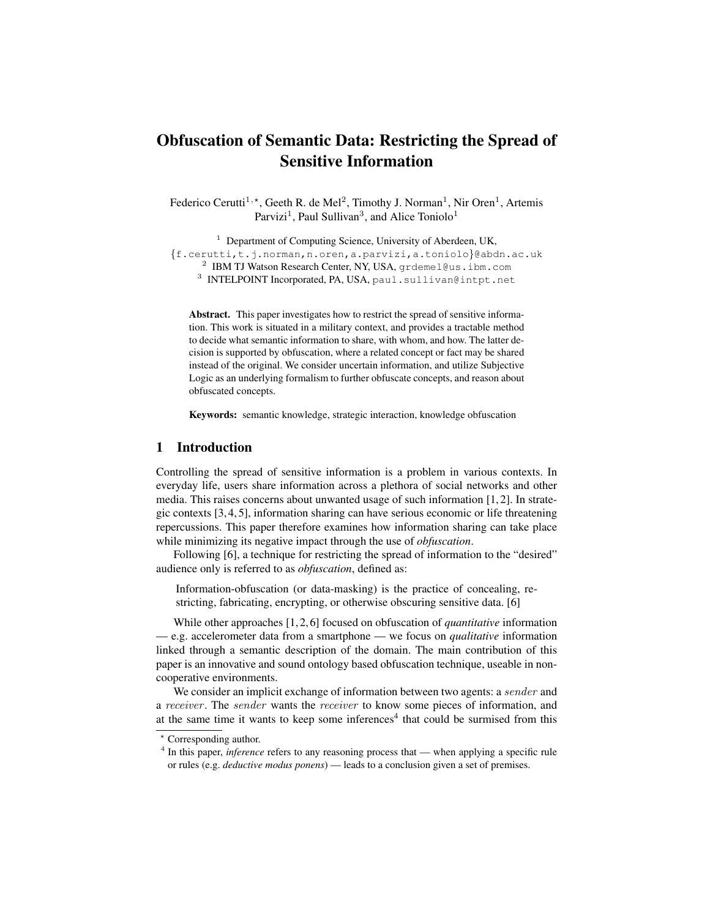# Obfuscation of Semantic Data: Restricting the Spread of Sensitive Information

Federico Cerutti[1,⋆], Geeth R. de Mel[2], Timothy J. Norman[1], Nir Oren[1], Artemis Parvizi[1], Paul Sullivan[3], and Alice Toniolo[1]

[1] Department of Computing Science, University of Aberdeen, UK,
{f.cerutti,t.j.norman,n.oren,a.parvizi,a.toniolo}@abdn.ac.uk
[2] IBM TJ Watson Research Center, NY, USA, grdemel@us.ibm.com
[3] INTELPOINT Incorporated, PA, USA, paul.sullivan@intpt.net

**Abstract.** This paper investigates how to restrict the spread of sensitive information. This work is situated in a military context, and provides a tractable method to decide what semantic information to share, with whom, and how. The latter decision is supported by obfuscation, where a related concept or fact may be shared instead of the original. We consider uncertain information, and utilize Subjective Logic as an underlying formalism to further obfuscate concepts, and reason about obfuscated concepts.

**Keywords:** semantic knowledge, strategic interaction, knowledge obfuscation

## 1 Introduction

Controlling the spread of sensitive information is a problem in various contexts. In everyday life, users share information across a plethora of social networks and other media. This raises concerns about unwanted usage of such information [1, 2]. In strategic contexts [3, 4, 5], information sharing can have serious economic or life threatening repercussions. This paper therefore examines how information sharing can take place while minimizing its negative impact through the use of *obfuscation*.

Following [6], a technique for restricting the spread of information to the "desired" audience only is referred to as *obfuscation*, defined as:

> Information-obfuscation (or data-masking) is the practice of concealing, restricting, fabricating, encrypting, or otherwise obscuring sensitive data. [6]

While other approaches [1, 2, 6] focused on obfuscation of *quantitative* information — e.g. accelerometer data from a smartphone — we focus on *qualitative* information linked through a semantic description of the domain. The main contribution of this paper is an innovative and sound ontology based obfuscation technique, useable in non-cooperative environments.

We consider an implicit exchange of information between two agents: a *sender* and a *receiver*. The *sender* wants the *receiver* to know some pieces of information, and at the same time it wants to keep some inferences[4] that could be surmised from this

⋆ Corresponding author.

[4] In this paper, *inference* refers to any reasoning process that — when applying a specific rule or rules (e.g. *deductive modus ponens*) — leads to a conclusion given a set of premises.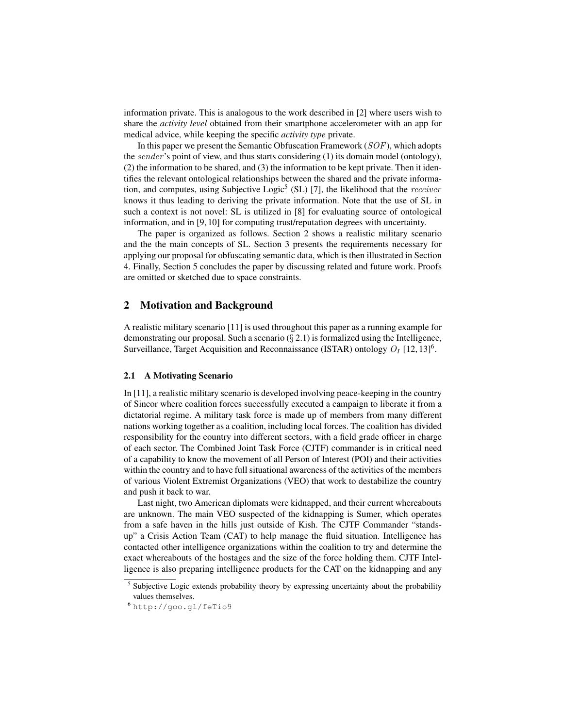information private. This is analogous to the work described in [2] where users wish to share the *activity level* obtained from their smartphone accelerometer with an app for medical advice, while keeping the specific *activity type* private.

In this paper we present the Semantic Obfuscation Framework ($SOF$), which adopts the $sender$'s point of view, and thus starts considering (1) its domain model (ontology), (2) the information to be shared, and (3) the information to be kept private. Then it identifies the relevant ontological relationships between the shared and the private information, and computes, using Subjective Logic[5] (SL) [7], the likelihood that the $receiver$ knows it thus leading to deriving the private information. Note that the use of SL in such a context is not novel: SL is utilized in [8] for evaluating source of ontological information, and in [9, 10] for computing trust/reputation degrees with uncertainty.

The paper is organized as follows. Section 2 shows a realistic military scenario and the the main concepts of SL. Section 3 presents the requirements necessary for applying our proposal for obfuscating semantic data, which is then illustrated in Section 4. Finally, Section 5 concludes the paper by discussing related and future work. Proofs are omitted or sketched due to space constraints.

## 2 Motivation and Background

A realistic military scenario [11] is used throughout this paper as a running example for demonstrating our proposal. Such a scenario (§ 2.1) is formalized using the Intelligence, Surveillance, Target Acquisition and Reconnaissance (ISTAR) ontology $O_I$ [12, 13][6].

### 2.1 A Motivating Scenario

In [11], a realistic military scenario is developed involving peace-keeping in the country of Sincor where coalition forces successfully executed a campaign to liberate it from a dictatorial regime. A military task force is made up of members from many different nations working together as a coalition, including local forces. The coalition has divided responsibility for the country into different sectors, with a field grade officer in charge of each sector. The Combined Joint Task Force (CJTF) commander is in critical need of a capability to know the movement of all Person of Interest (POI) and their activities within the country and to have full situational awareness of the activities of the members of various Violent Extremist Organizations (VEO) that work to destabilize the country and push it back to war.

Last night, two American diplomats were kidnapped, and their current whereabouts are unknown. The main VEO suspected of the kidnapping is Sumer, which operates from a safe haven in the hills just outside of Kish. The CJTF Commander "stands-up" a Crisis Action Team (CAT) to help manage the fluid situation. Intelligence has contacted other intelligence organizations within the coalition to try and determine the exact whereabouts of the hostages and the size of the force holding them. CJTF Intelligence is also preparing intelligence products for the CAT on the kidnapping and any

[5] Subjective Logic extends probability theory by expressing uncertainty about the probability values themselves.

[6] http://goo.gl/feTio9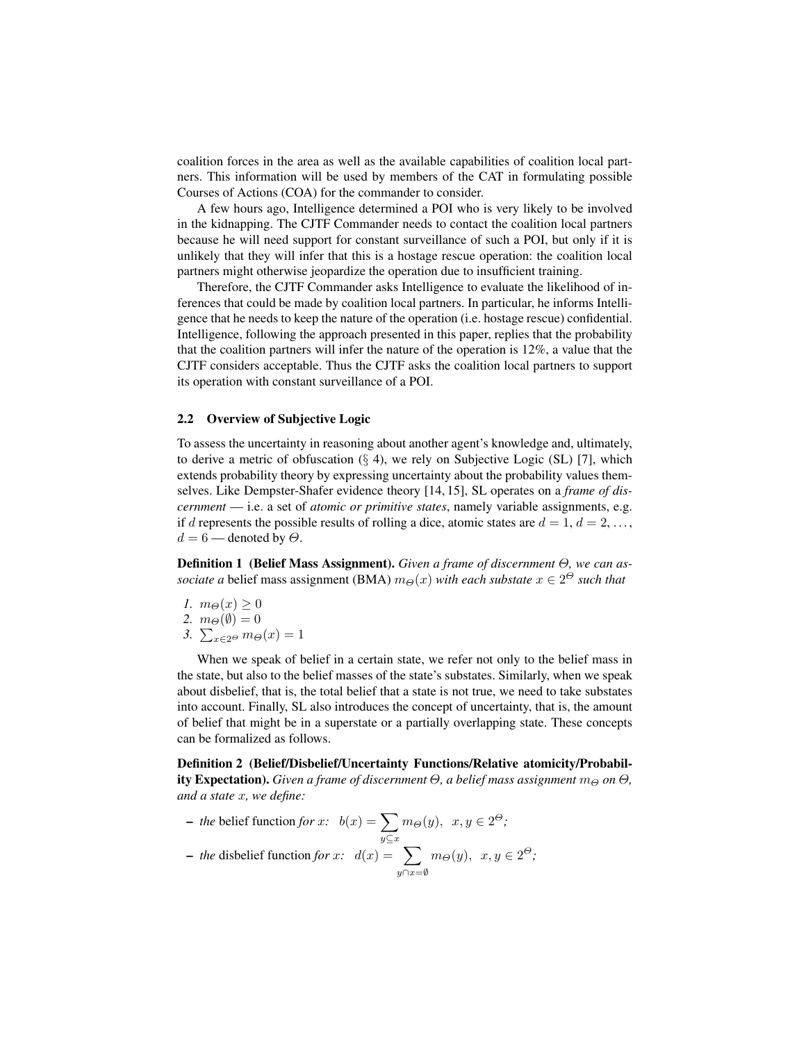coalition forces in the area as well as the available capabilities of coalition local partners. This information will be used by members of the CAT in formulating possible Courses of Actions (COA) for the commander to consider.

A few hours ago, Intelligence determined a POI who is very likely to be involved in the kidnapping. The CJTF Commander needs to contact the coalition local partners because he will need support for constant surveillance of such a POI, but only if it is unlikely that they will infer that this is a hostage rescue operation: the coalition local partners might otherwise jeopardize the operation due to insufficient training.

Therefore, the CJTF Commander asks Intelligence to evaluate the likelihood of inferences that could be made by coalition local partners. In particular, he informs Intelligence that he needs to keep the nature of the operation (i.e. hostage rescue) confidential. Intelligence, following the approach presented in this paper, replies that the probability that the coalition partners will infer the nature of the operation is 12%, a value that the CJTF considers acceptable. Thus the CJTF asks the coalition local partners to support its operation with constant surveillance of a POI.

### 2.2 Overview of Subjective Logic

To assess the uncertainty in reasoning about another agent's knowledge and, ultimately, to derive a metric of obfuscation (§ 4), we rely on Subjective Logic (SL) [7], which extends probability theory by expressing uncertainty about the probability values themselves. Like Dempster-Shafer evidence theory [14, 15], SL operates on a *frame of discernment* — i.e. a set of *atomic or primitive states*, namely variable assignments, e.g. if $d$ represents the possible results of rolling a dice, atomic states are $d = 1$, $d = 2$, …, $d = 6$ — denoted by $\Theta$.

**Definition 1 (Belief Mass Assignment).** *Given a frame of discernment $\Theta$, we can associate a* belief mass assignment (BMA) $m_\Theta(x)$ *with each substate $x \in 2^\Theta$ such that*

1. $m_\Theta(x) \geq 0$
2. $m_\Theta(\emptyset) = 0$
3. $\sum_{x \in 2^\Theta} m_\Theta(x) = 1$

When we speak of belief in a certain state, we refer not only to the belief mass in the state, but also to the belief masses of the state's substates. Similarly, when we speak about disbelief, that is, the total belief that a state is not true, we need to take substates into account. Finally, SL also introduces the concept of uncertainty, that is, the amount of belief that might be in a superstate or a partially overlapping state. These concepts can be formalized as follows.

**Definition 2 (Belief/Disbelief/Uncertainty Functions/Relative atomicity/Probability Expectation).** *Given a frame of discernment $\Theta$, a belief mass assignment $m_\Theta$ on $\Theta$, and a state $x$, we define:*

- *the* belief function *for $x$:* $b(x) = \displaystyle\sum_{y \subseteq x} m_\Theta(y), \;\; x, y \in 2^\Theta$;
- *the* disbelief function *for $x$:* $d(x) = \displaystyle\sum_{y \cap x = \emptyset} m_\Theta(y), \;\; x, y \in 2^\Theta$;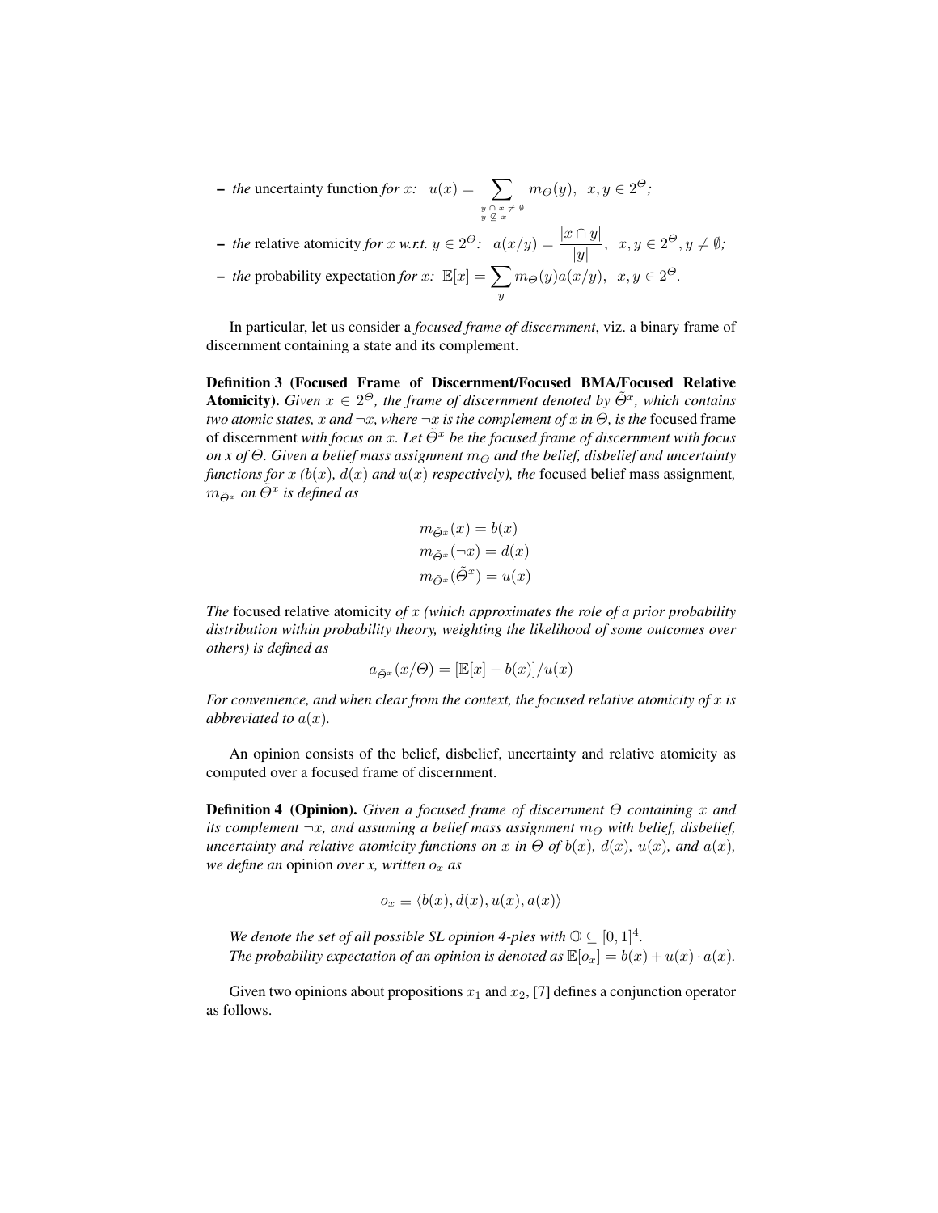- *the* uncertainty function *for* $x$*:* $u(x) = \sum_{\substack{y \cap x \neq \emptyset \\ y \not\subseteq x}} m_\Theta(y), \;\; x, y \in 2^\Theta$*;*
- *the* relative atomicity *for* $x$ *w.r.t.* $y \in 2^\Theta$*:* $a(x/y) = \dfrac{|x \cap y|}{|y|}, \;\; x, y \in 2^\Theta, y \neq \emptyset$*;*
- *the* probability expectation *for* $x$*:* $\mathbb{E}[x] = \sum_{y} m_\Theta(y) a(x/y), \;\; x, y \in 2^\Theta$*.*

In particular, let us consider a *focused frame of discernment*, viz. a binary frame of discernment containing a state and its complement.

**Definition 3 (Focused Frame of Discernment/Focused BMA/Focused Relative Atomicity).** *Given $x \in 2^\Theta$, the frame of discernment denoted by $\tilde{\Theta}^x$, which contains two atomic states, $x$ and $\neg x$, where $\neg x$ is the complement of $x$ in $\Theta$, is the* focused frame of discernment *with focus on $x$. Let $\tilde{\Theta}^x$ be the focused frame of discernment with focus on x of $\Theta$. Given a belief mass assignment $m_\Theta$ and the belief, disbelief and uncertainty functions for $x$ ($b(x)$, $d(x)$ and $u(x)$ respectively), the* focused belief mass assignment*, $m_{\tilde{\Theta}^x}$ on $\tilde{\Theta}^x$ is defined as*

$$m_{\tilde{\Theta}^x}(x) = b(x)$$
$$m_{\tilde{\Theta}^x}(\neg x) = d(x)$$
$$m_{\tilde{\Theta}^x}(\tilde{\Theta}^x) = u(x)$$

*The* focused relative atomicity *of $x$ (which approximates the role of a prior probability distribution within probability theory, weighting the likelihood of some outcomes over others) is defined as*

$$a_{\tilde{\Theta}^x}(x/\Theta) = [\mathbb{E}[x] - b(x)]/u(x)$$

*For convenience, and when clear from the context, the focused relative atomicity of $x$ is abbreviated to $a(x)$.*

An opinion consists of the belief, disbelief, uncertainty and relative atomicity as computed over a focused frame of discernment.

**Definition 4 (Opinion).** *Given a focused frame of discernment $\Theta$ containing $x$ and its complement $\neg x$, and assuming a belief mass assignment $m_\Theta$ with belief, disbelief, uncertainty and relative atomicity functions on $x$ in $\Theta$ of $b(x)$, $d(x)$, $u(x)$, and $a(x)$, we define an* opinion *over x, written $o_x$ as*

$$o_x \equiv \langle b(x), d(x), u(x), a(x) \rangle$$

*We denote the set of all possible SL opinion 4-ples with $\mathbb{O} \subseteq [0, 1]^4$.*
*The probability expectation of an opinion is denoted as $\mathbb{E}[o_x] = b(x) + u(x) \cdot a(x)$.*

Given two opinions about propositions $x_1$ and $x_2$, [7] defines a conjunction operator as follows.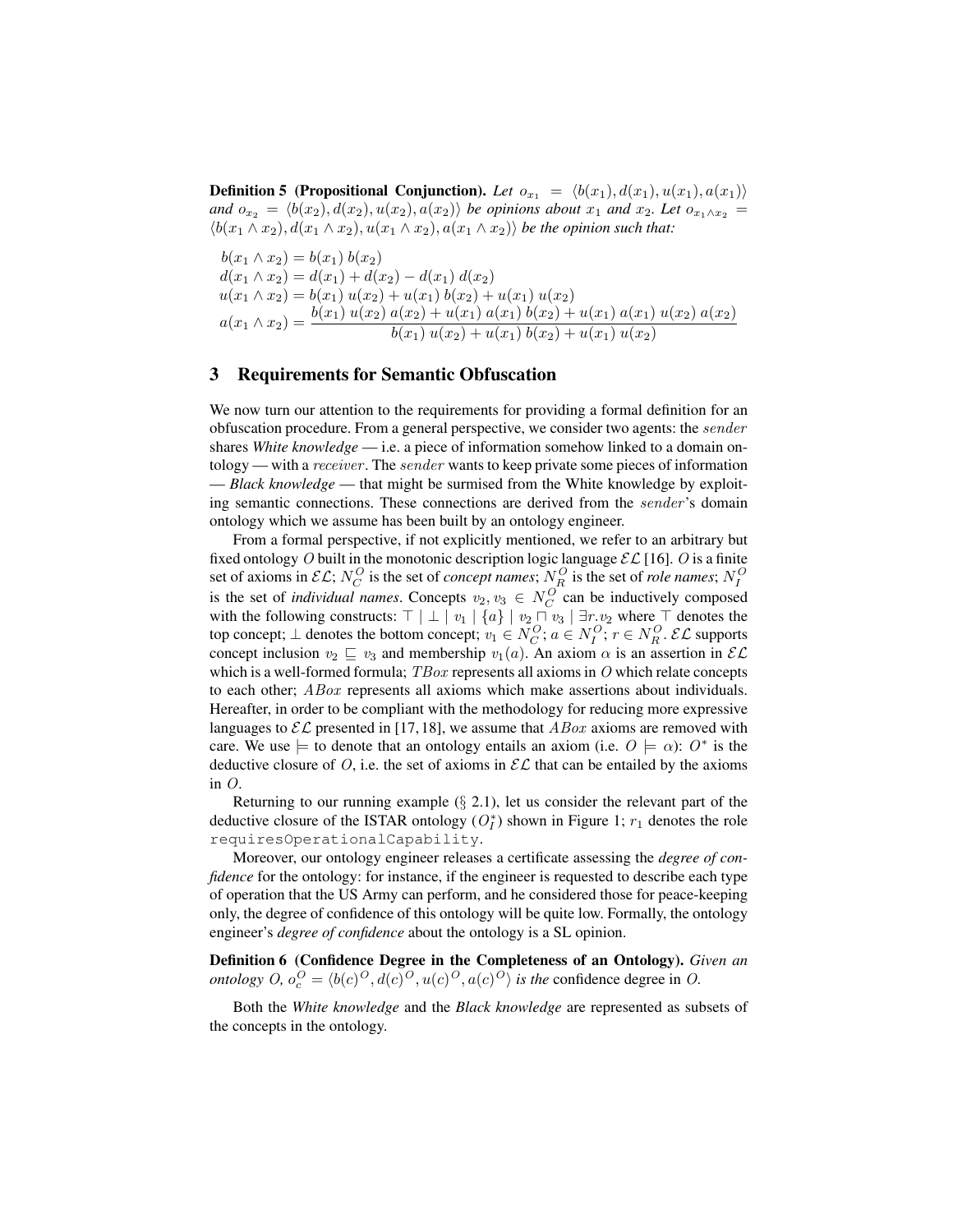**Definition 5 (Propositional Conjunction).** *Let $o_{x_1} = \langle b(x_1), d(x_1), u(x_1), a(x_1)\rangle$ and $o_{x_2} = \langle b(x_2), d(x_2), u(x_2), a(x_2)\rangle$ be opinions about $x_1$ and $x_2$. Let $o_{x_1 \wedge x_2} = \langle b(x_1 \wedge x_2), d(x_1 \wedge x_2), u(x_1 \wedge x_2), a(x_1 \wedge x_2)\rangle$ be the opinion such that:*

$$
\begin{aligned}
b(x_1 \wedge x_2) &= b(x_1)\, b(x_2) \\
d(x_1 \wedge x_2) &= d(x_1) + d(x_2) - d(x_1)\, d(x_2) \\
u(x_1 \wedge x_2) &= b(x_1)\, u(x_2) + u(x_1)\, b(x_2) + u(x_1)\, u(x_2) \\
a(x_1 \wedge x_2) &= \frac{b(x_1)\, u(x_2)\, a(x_2) + u(x_1)\, a(x_1)\, b(x_2) + u(x_1)\, a(x_1)\, u(x_2)\, a(x_2)}{b(x_1)\, u(x_2) + u(x_1)\, b(x_2) + u(x_1)\, u(x_2)}
\end{aligned}
$$

## 3 Requirements for Semantic Obfuscation

We now turn our attention to the requirements for providing a formal definition for an obfuscation procedure. From a general perspective, we consider two agents: the *sender* shares *White knowledge* — i.e. a piece of information somehow linked to a domain ontology — with a *receiver*. The *sender* wants to keep private some pieces of information — *Black knowledge* — that might be surmised from the White knowledge by exploiting semantic connections. These connections are derived from the *sender*'s domain ontology which we assume has been built by an ontology engineer.

From a formal perspective, if not explicitly mentioned, we refer to an arbitrary but fixed ontology $O$ built in the monotonic description logic language $\mathcal{EL}$ [16]. $O$ is a finite set of axioms in $\mathcal{EL}$; $N_C^O$ is the set of *concept names*; $N_R^O$ is the set of *role names*; $N_I^O$ is the set of *individual names*. Concepts $v_2, v_3 \in N_C^O$ can be inductively composed with the following constructs: $\top \mid \bot \mid v_1 \mid \{a\} \mid v_2 \sqcap v_3 \mid \exists r.v_2$ where $\top$ denotes the top concept; $\bot$ denotes the bottom concept; $v_1 \in N_C^O$; $a \in N_I^O$; $r \in N_R^O$. $\mathcal{EL}$ supports concept inclusion $v_2 \sqsubseteq v_3$ and membership $v_1(a)$. An axiom $\alpha$ is an assertion in $\mathcal{EL}$ which is a well-formed formula; $TBox$ represents all axioms in $O$ which relate concepts to each other; $ABox$ represents all axioms which make assertions about individuals. Hereafter, in order to be compliant with the methodology for reducing more expressive languages to $\mathcal{EL}$ presented in [17, 18], we assume that $ABox$ axioms are removed with care. We use $\models$ to denote that an ontology entails an axiom (i.e. $O \models \alpha$): $O^*$ is the deductive closure of $O$, i.e. the set of axioms in $\mathcal{EL}$ that can be entailed by the axioms in $O$.

Returning to our running example (§ 2.1), let us consider the relevant part of the deductive closure of the ISTAR ontology ($O_I^*$) shown in Figure 1; $r_1$ denotes the role `requiresOperationalCapability`.

Moreover, our ontology engineer releases a certificate assessing the *degree of confidence* for the ontology: for instance, if the engineer is requested to describe each type of operation that the US Army can perform, and he considered those for peace-keeping only, the degree of confidence of this ontology will be quite low. Formally, the ontology engineer's *degree of confidence* about the ontology is a SL opinion.

**Definition 6 (Confidence Degree in the Completeness of an Ontology).** *Given an ontology $O$, $o_c^O = \langle b(c)^O, d(c)^O, u(c)^O, a(c)^O\rangle$ is the* confidence degree in *$O$.*

Both the *White knowledge* and the *Black knowledge* are represented as subsets of the concepts in the ontology.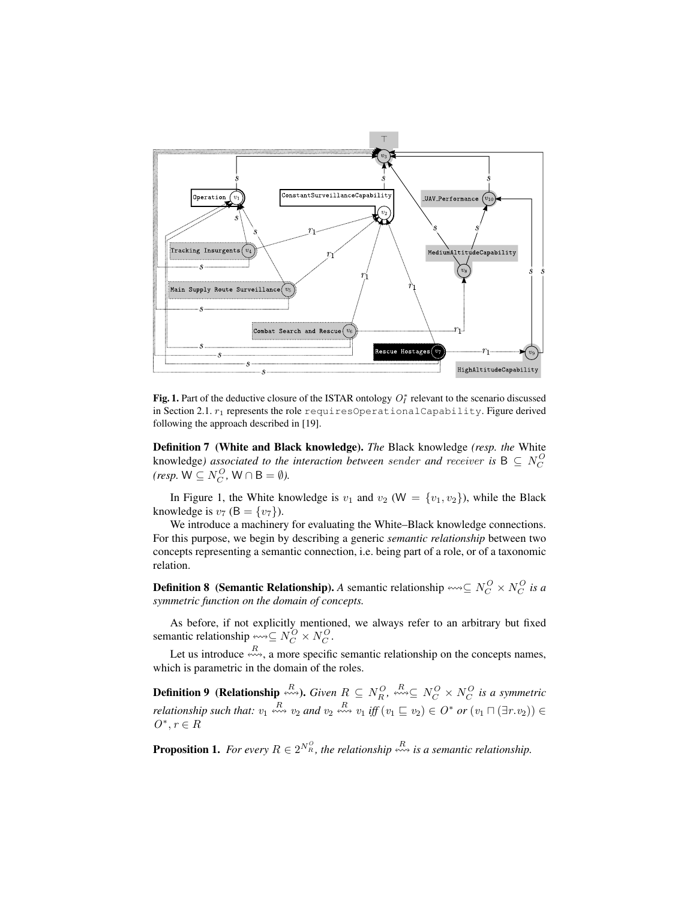**Fig. 1.** Part of the deductive closure of the ISTAR ontology $O_I^*$ relevant to the scenario discussed in Section 2.1. $r_1$ represents the role `requiresOperationalCapability`. Figure derived following the approach described in [19].

**Definition 7 (White and Black knowledge).** *The* Black knowledge *(resp. the* White knowledge*) associated to the interaction between* $sender$ *and* $receiver$ *is* $\mathsf{B} \subseteq N_C^O$ *(resp.* $\mathsf{W} \subseteq N_C^O$*,* $\mathsf{W} \cap \mathsf{B} = \emptyset$*).*

In Figure 1, the White knowledge is $v_1$ and $v_2$ ($\mathsf{W} = \{v_1, v_2\}$), while the Black knowledge is $v_7$ ($\mathsf{B} = \{v_7\}$).

We introduce a machinery for evaluating the White–Black knowledge connections. For this purpose, we begin by describing a generic *semantic relationship* between two concepts representing a semantic connection, i.e. being part of a role, or of a taxonomic relation.

**Definition 8 (Semantic Relationship).** *A* semantic relationship $\leftrightsquigarrow \subseteq N_C^O \times N_C^O$ *is a symmetric function on the domain of concepts.*

As before, if not explicitly mentioned, we always refer to an arbitrary but fixed semantic relationship $\leftrightsquigarrow \subseteq N_C^O \times N_C^O$.

Let us introduce $\overset{R}{\leftrightsquigarrow}$, a more specific semantic relationship on the concepts names, which is parametric in the domain of the roles.

**Definition 9 (Relationship $\overset{R}{\leftrightsquigarrow}$).** *Given* $R \subseteq N_R^O$*,* $\overset{R}{\leftrightsquigarrow} \subseteq N_C^O \times N_C^O$ *is a symmetric relationship such that:* $v_1 \overset{R}{\leftrightsquigarrow} v_2$ *and* $v_2 \overset{R}{\leftrightsquigarrow} v_1$ *iff* $(v_1 \sqsubseteq v_2) \in O^*$ *or* $(v_1 \sqcap (\exists r.v_2)) \in O^*, r \in R$

**Proposition 1.** *For every* $R \in 2^{N_R^O}$*, the relationship* $\overset{R}{\leftrightsquigarrow}$ *is a semantic relationship.*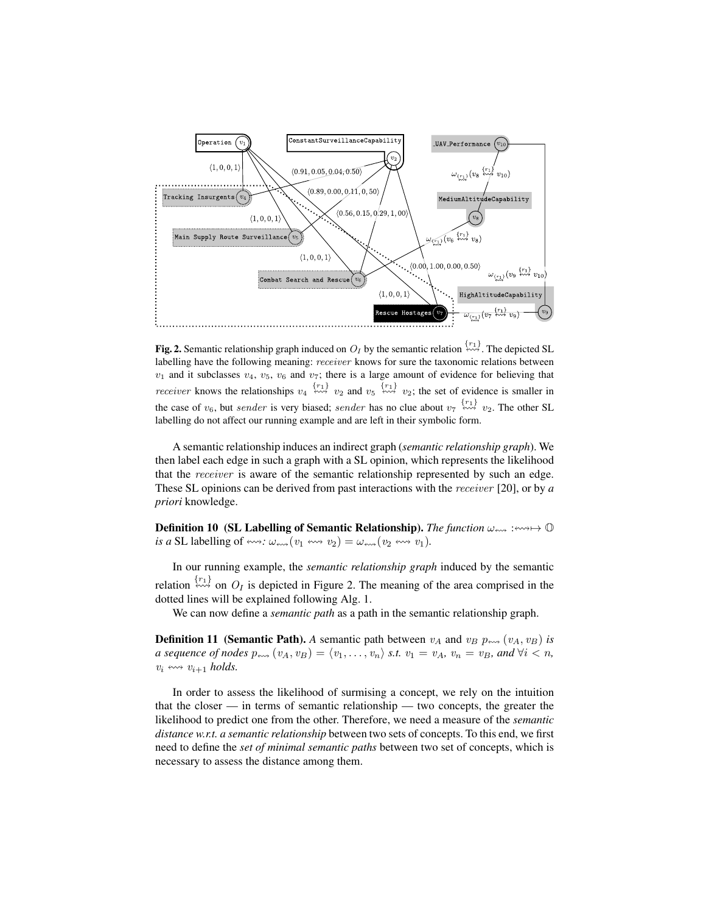**Fig. 2.** Semantic relationship graph induced on $O_I$ by the semantic relation $\overset{\{r_1\}}{\leftrightsquigarrow}$. The depicted SL labelling have the following meaning: *receiver* knows for sure the taxonomic relations between $v_1$ and it subclasses $v_4$, $v_5$, $v_6$ and $v_7$; there is a large amount of evidence for believing that *receiver* knows the relationships $v_4 \overset{\{r_1\}}{\leftrightsquigarrow} v_2$ and $v_5 \overset{\{r_1\}}{\leftrightsquigarrow} v_2$; the set of evidence is smaller in the case of $v_6$, but *sender* is very biased; *sender* has no clue about $v_7 \overset{\{r_1\}}{\leftrightsquigarrow} v_2$. The other SL labelling do not affect our running example and are left in their symbolic form.

A semantic relationship induces an indirect graph (*semantic relationship graph*). We then label each edge in such a graph with a SL opinion, which represents the likelihood that the *receiver* is aware of the semantic relationship represented by such an edge. These SL opinions can be derived from past interactions with the *receiver* [20], or by *a priori* knowledge.

**Definition 10 (SL Labelling of Semantic Relationship).** *The function $\omega_{\leftrightsquigarrow} : \leftrightsquigarrow \mapsto \mathbb{O}$ is a* SL labelling of $\leftrightsquigarrow$*: $\omega_{\leftrightsquigarrow}(v_1 \leftrightsquigarrow v_2) = \omega_{\leftrightsquigarrow}(v_2 \leftrightsquigarrow v_1)$.*

In our running example, the *semantic relationship graph* induced by the semantic relation $\overset{\{r_1\}}{\leftrightsquigarrow}$ on $O_I$ is depicted in Figure 2. The meaning of the area comprised in the dotted lines will be explained following Alg. 1.

We can now define a *semantic path* as a path in the semantic relationship graph.

**Definition 11 (Semantic Path).** *A* semantic path between $v_A$ and $v_B$ $p_{\leftrightsquigarrow}(v_A, v_B)$ *is a sequence of nodes $p_{\leftrightsquigarrow}(v_A, v_B) = \langle v_1, \ldots, v_n \rangle$ s.t. $v_1 = v_A$, $v_n = v_B$, and $\forall i < n$, $v_i \leftrightsquigarrow v_{i+1}$ holds.*

In order to assess the likelihood of surmising a concept, we rely on the intuition that the closer — in terms of semantic relationship — two concepts, the greater the likelihood to predict one from the other. Therefore, we need a measure of the *semantic distance w.r.t. a semantic relationship* between two sets of concepts. To this end, we first need to define the *set of minimal semantic paths* between two set of concepts, which is necessary to assess the distance among them.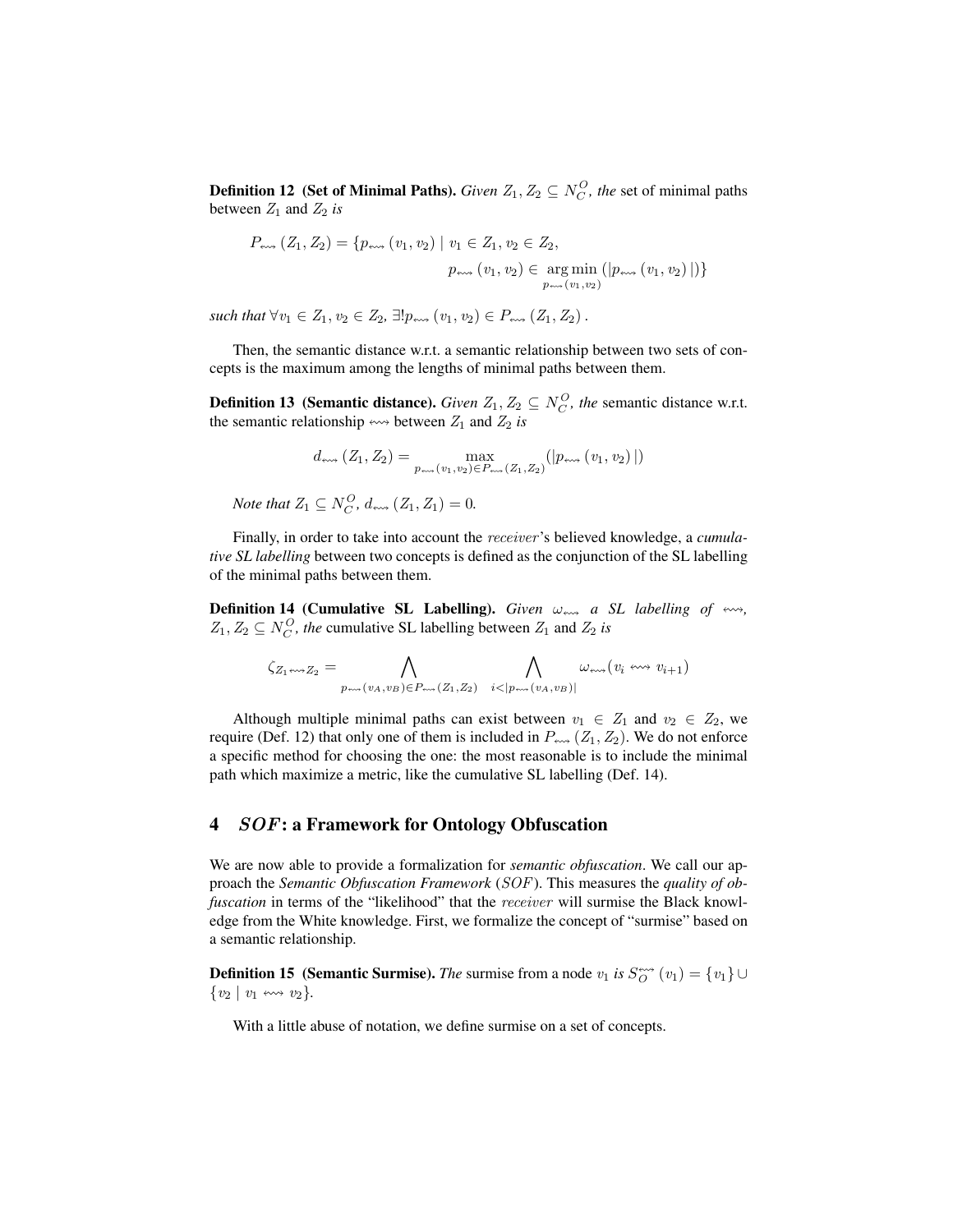**Definition 12 (Set of Minimal Paths).** *Given $Z_1, Z_2 \subseteq N_C^O$, the* set of minimal paths between $Z_1$ and $Z_2$ *is*

$$P_{\leftrightsquigarrow}(Z_1, Z_2) = \{p_{\leftrightsquigarrow}(v_1, v_2) \mid v_1 \in Z_1, v_2 \in Z_2, \\ p_{\leftrightsquigarrow}(v_1, v_2) \in \underset{p_{\leftrightsquigarrow}(v_1,v_2)}{\arg\min}(|p_{\leftrightsquigarrow}(v_1, v_2)|)\}$$

*such that* $\forall v_1 \in Z_1, v_2 \in Z_2, \exists! p_{\leftrightsquigarrow}(v_1, v_2) \in P_{\leftrightsquigarrow}(Z_1, Z_2)$.

Then, the semantic distance w.r.t. a semantic relationship between two sets of concepts is the maximum among the lengths of minimal paths between them.

**Definition 13 (Semantic distance).** *Given $Z_1, Z_2 \subseteq N_C^O$, the* semantic distance w.r.t. the semantic relationship $\leftrightsquigarrow$ between $Z_1$ and $Z_2$ *is*

$$d_{\leftrightsquigarrow}(Z_1, Z_2) = \max_{p_{\leftrightsquigarrow}(v_1,v_2) \in P_{\leftrightsquigarrow}(Z_1,Z_2)} (|p_{\leftrightsquigarrow}(v_1, v_2)|)$$

*Note that $Z_1 \subseteq N_C^O$, $d_{\leftrightsquigarrow}(Z_1, Z_1) = 0$.*

Finally, in order to take into account the $receiver$'s believed knowledge, a *cumulative SL labelling* between two concepts is defined as the conjunction of the SL labelling of the minimal paths between them.

**Definition 14 (Cumulative SL Labelling).** *Given $\omega_{\leftrightsquigarrow}$ a SL labelling of $\leftrightsquigarrow$, $Z_1, Z_2 \subseteq N_C^O$, the* cumulative SL labelling between $Z_1$ and $Z_2$ *is*

$$\zeta_{Z_1 \leftrightsquigarrow Z_2} = \bigwedge_{p_{\leftrightsquigarrow}(v_A,v_B) \in P_{\leftrightsquigarrow}(Z_1,Z_2)} \; \bigwedge_{i < |p_{\leftrightsquigarrow}(v_A,v_B)|} \omega_{\leftrightsquigarrow}(v_i \leftrightsquigarrow v_{i+1})$$

Although multiple minimal paths can exist between $v_1 \in Z_1$ and $v_2 \in Z_2$, we require (Def. 12) that only one of them is included in $P_{\leftrightsquigarrow}(Z_1, Z_2)$. We do not enforce a specific method for choosing the one: the most reasonable is to include the minimal path which maximize a metric, like the cumulative SL labelling (Def. 14).

## 4 $SOF$: a Framework for Ontology Obfuscation

We are now able to provide a formalization for *semantic obfuscation*. We call our approach the *Semantic Obfuscation Framework* ($SOF$). This measures the *quality of obfuscation* in terms of the "likelihood" that the $receiver$ will surmise the Black knowledge from the White knowledge. First, we formalize the concept of "surmise" based on a semantic relationship.

**Definition 15 (Semantic Surmise).** *The* surmise from a node $v_1$ *is* $S_O^{\leftrightsquigarrow}(v_1) = \{v_1\} \cup \{v_2 \mid v_1 \leftrightsquigarrow v_2\}$.

With a little abuse of notation, we define surmise on a set of concepts.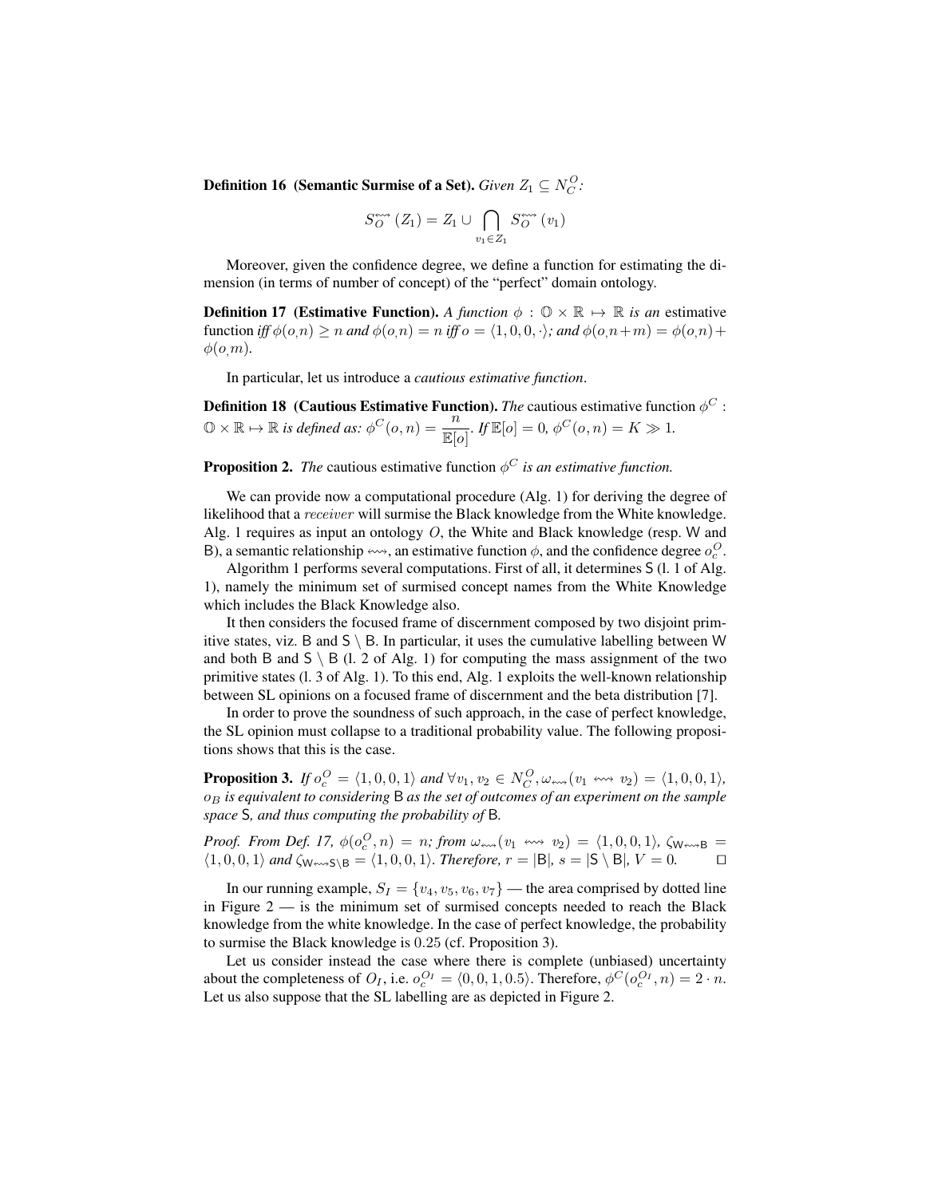**Definition 16 (Semantic Surmise of a Set).** *Given $Z_1 \subseteq N_C^O$:*

$$S_O^{\leftrightsquigarrow}(Z_1) = Z_1 \cup \bigcap_{v_1 \in Z_1} S_O^{\leftrightsquigarrow}(v_1)$$

Moreover, given the confidence degree, we define a function for estimating the dimension (in terms of number of concept) of the "perfect" domain ontology.

**Definition 17 (Estimative Function).** *A function $\phi : \mathbb{O} \times \mathbb{R} \mapsto \mathbb{R}$ is an* estimative function *iff $\phi(o,n) \geq n$ and $\phi(o,n) = n$ iff $o = \langle 1, 0, 0, \cdot \rangle$; and $\phi(o,n+m) = \phi(o,n) + \phi(o,m)$.*

In particular, let us introduce a *cautious estimative function*.

**Definition 18 (Cautious Estimative Function).** *The* cautious estimative function *$\phi^C : \mathbb{O} \times \mathbb{R} \mapsto \mathbb{R}$ is defined as: $\phi^C(o,n) = \dfrac{n}{\mathbb{E}[o]}$. If $\mathbb{E}[o] = 0$, $\phi^C(o,n) = K \gg 1$.*

**Proposition 2.** *The* cautious estimative function *$\phi^C$ is an estimative function.*

We can provide now a computational procedure (Alg. 1) for deriving the degree of likelihood that a *receiver* will surmise the Black knowledge from the White knowledge. Alg. 1 requires as input an ontology $O$, the White and Black knowledge (resp. W and B), a semantic relationship $\leftrightsquigarrow$, an estimative function $\phi$, and the confidence degree $o_c^O$.

Algorithm 1 performs several computations. First of all, it determines S (l. 1 of Alg. 1), namely the minimum set of surmised concept names from the White Knowledge which includes the Black Knowledge also.

It then considers the focused frame of discernment composed by two disjoint primitive states, viz. B and $\mathsf{S} \setminus \mathsf{B}$. In particular, it uses the cumulative labelling between W and both B and $\mathsf{S} \setminus \mathsf{B}$ (l. 2 of Alg. 1) for computing the mass assignment of the two primitive states (l. 3 of Alg. 1). To this end, Alg. 1 exploits the well-known relationship between SL opinions on a focused frame of discernment and the beta distribution [7].

In order to prove the soundness of such approach, in the case of perfect knowledge, the SL opinion must collapse to a traditional probability value. The following propositions shows that this is the case.

**Proposition 3.** *If $o_c^O = \langle 1, 0, 0, 1 \rangle$ and $\forall v_1, v_2 \in N_C^O, \omega_{\leftrightsquigarrow}(v_1 \leftrightsquigarrow v_2) = \langle 1, 0, 0, 1 \rangle$, $o_B$ is equivalent to considering* B *as the set of outcomes of an experiment on the sample space* S*, and thus computing the probability of* B*.*

*Proof. From Def. 17, $\phi(o_c^O, n) = n$; from $\omega_{\leftrightsquigarrow}(v_1 \leftrightsquigarrow v_2) = \langle 1, 0, 0, 1 \rangle$, $\zeta_{\mathsf{W} \leftrightsquigarrow \mathsf{B}} = \langle 1, 0, 0, 1 \rangle$ and $\zeta_{\mathsf{W} \leftrightsquigarrow \mathsf{S} \setminus \mathsf{B}} = \langle 1, 0, 0, 1 \rangle$. Therefore, $r = |\mathsf{B}|$, $s = |\mathsf{S} \setminus \mathsf{B}|$, $V = 0$.* ☐

In our running example, $S_I = \{v_4, v_5, v_6, v_7\}$ — the area comprised by dotted line in Figure 2 — is the minimum set of surmised concepts needed to reach the Black knowledge from the white knowledge. In the case of perfect knowledge, the probability to surmise the Black knowledge is $0.25$ (cf. Proposition 3).

Let us consider instead the case where there is complete (unbiased) uncertainty about the completeness of $O_I$, i.e. $o_c^{O_I} = \langle 0, 0, 1, 0.5 \rangle$. Therefore, $\phi^C(o_c^{O_I}, n) = 2 \cdot n$. Let us also suppose that the SL labelling are as depicted in Figure 2.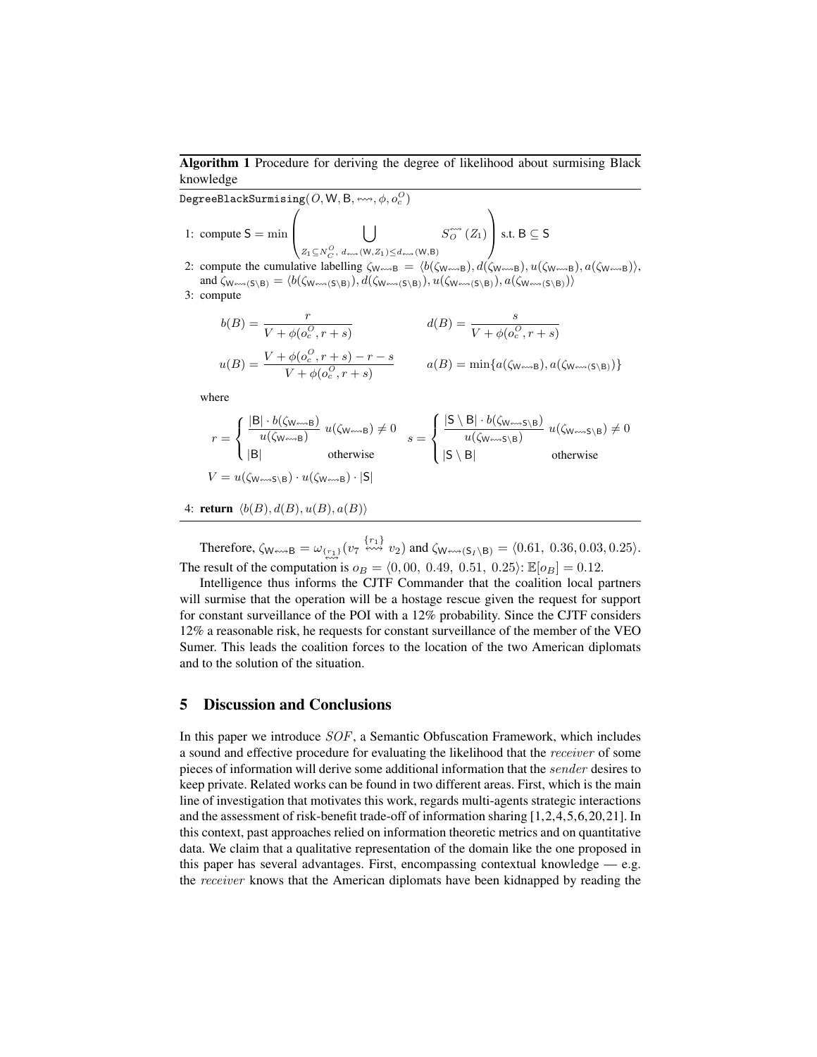**Algorithm 1** Procedure for deriving the degree of likelihood about surmising Black knowledge

---

`DegreeBlackSurmising`$(O, \mathsf{W}, \mathsf{B}, \leftrightsquigarrow, \phi, o_c^O)$

1: compute $\mathsf{S} = \min \left( \bigcup_{Z_1 \subseteq N_C^O,\ d_{\leftrightsquigarrow}(\mathsf{W}, Z_1) \leq d_{\leftrightsquigarrow}(\mathsf{W}, \mathsf{B})} S_O^{\leftrightsquigarrow}(Z_1) \right)$ s.t. $\mathsf{B} \subseteq \mathsf{S}$

2: compute the cumulative labelling $\zeta_{\mathsf{W} \leftrightsquigarrow \mathsf{B}} = \langle b(\zeta_{\mathsf{W} \leftrightsquigarrow \mathsf{B}}), d(\zeta_{\mathsf{W} \leftrightsquigarrow \mathsf{B}}), u(\zeta_{\mathsf{W} \leftrightsquigarrow \mathsf{B}}), a(\zeta_{\mathsf{W} \leftrightsquigarrow \mathsf{B}}) \rangle$, and $\zeta_{\mathsf{W} \leftrightsquigarrow (\mathsf{S} \setminus \mathsf{B})} = \langle b(\zeta_{\mathsf{W} \leftrightsquigarrow (\mathsf{S} \setminus \mathsf{B})}), d(\zeta_{\mathsf{W} \leftrightsquigarrow (\mathsf{S} \setminus \mathsf{B})}), u(\zeta_{\mathsf{W} \leftrightsquigarrow (\mathsf{S} \setminus \mathsf{B})}), a(\zeta_{\mathsf{W} \leftrightsquigarrow (\mathsf{S} \setminus \mathsf{B})}) \rangle$

3: compute

$$b(B) = \frac{r}{V + \phi(o_c^O, r + s)} \qquad d(B) = \frac{s}{V + \phi(o_c^O, r + s)}$$

$$u(B) = \frac{V + \phi(o_c^O, r + s) - r - s}{V + \phi(o_c^O, r + s)} \qquad a(B) = \min\{a(\zeta_{\mathsf{W} \leftrightsquigarrow \mathsf{B}}), a(\zeta_{\mathsf{W} \leftrightsquigarrow (\mathsf{S} \setminus \mathsf{B})})\}$$

where

$$r = \begin{cases} \dfrac{|\mathsf{B}| \cdot b(\zeta_{\mathsf{W} \leftrightsquigarrow \mathsf{B}})}{u(\zeta_{\mathsf{W} \leftrightsquigarrow \mathsf{B}})} & u(\zeta_{\mathsf{W} \leftrightsquigarrow \mathsf{B}}) \neq 0 \\ |\mathsf{B}| & \text{otherwise} \end{cases} \qquad s = \begin{cases} \dfrac{|\mathsf{S} \setminus \mathsf{B}| \cdot b(\zeta_{\mathsf{W} \leftrightsquigarrow \mathsf{S} \setminus \mathsf{B}})}{u(\zeta_{\mathsf{W} \leftrightsquigarrow \mathsf{S} \setminus \mathsf{B}})} & u(\zeta_{\mathsf{W} \leftrightsquigarrow \mathsf{S} \setminus \mathsf{B}}) \neq 0 \\ |\mathsf{S} \setminus \mathsf{B}| & \text{otherwise} \end{cases}$$

$$V = u(\zeta_{\mathsf{W} \leftrightsquigarrow \mathsf{S} \setminus \mathsf{B}}) \cdot u(\zeta_{\mathsf{W} \leftrightsquigarrow \mathsf{B}}) \cdot |\mathsf{S}|$$

4: **return** $\langle b(B), d(B), u(B), a(B) \rangle$

---

Therefore, $\zeta_{\mathsf{W} \leftrightsquigarrow \mathsf{B}} = \omega_{\underset{\leftrightsquigarrow}{\{r_1\}}}(v_7 \overset{\{r_1\}}{\leftrightsquigarrow} v_2)$ and $\zeta_{\mathsf{W} \leftrightsquigarrow (\mathsf{S}_I \setminus \mathsf{B})} = \langle 0.61,\ 0.36, 0.03, 0.25 \rangle$. The result of the computation is $o_B = \langle 0, 00,\ 0.49,\ 0.51,\ 0.25 \rangle$: $\mathbb{E}[o_B] = 0.12$.

Intelligence thus informs the CJTF Commander that the coalition local partners will surmise that the operation will be a hostage rescue given the request for support for constant surveillance of the POI with a 12% probability. Since the CJTF considers 12% a reasonable risk, he requests for constant surveillance of the member of the VEO Sumer. This leads the coalition forces to the location of the two American diplomats and to the solution of the situation.

## 5 Discussion and Conclusions

In this paper we introduce *SOF*, a Semantic Obfuscation Framework, which includes a sound and effective procedure for evaluating the likelihood that the *receiver* of some pieces of information will derive some additional information that the *sender* desires to keep private. Related works can be found in two different areas. First, which is the main line of investigation that motivates this work, regards multi-agents strategic interactions and the assessment of risk-benefit trade-off of information sharing [1,2,4,5,6,20,21]. In this context, past approaches relied on information theoretic metrics and on quantitative data. We claim that a qualitative representation of the domain like the one proposed in this paper has several advantages. First, encompassing contextual knowledge — e.g. the *receiver* knows that the American diplomats have been kidnapped by reading the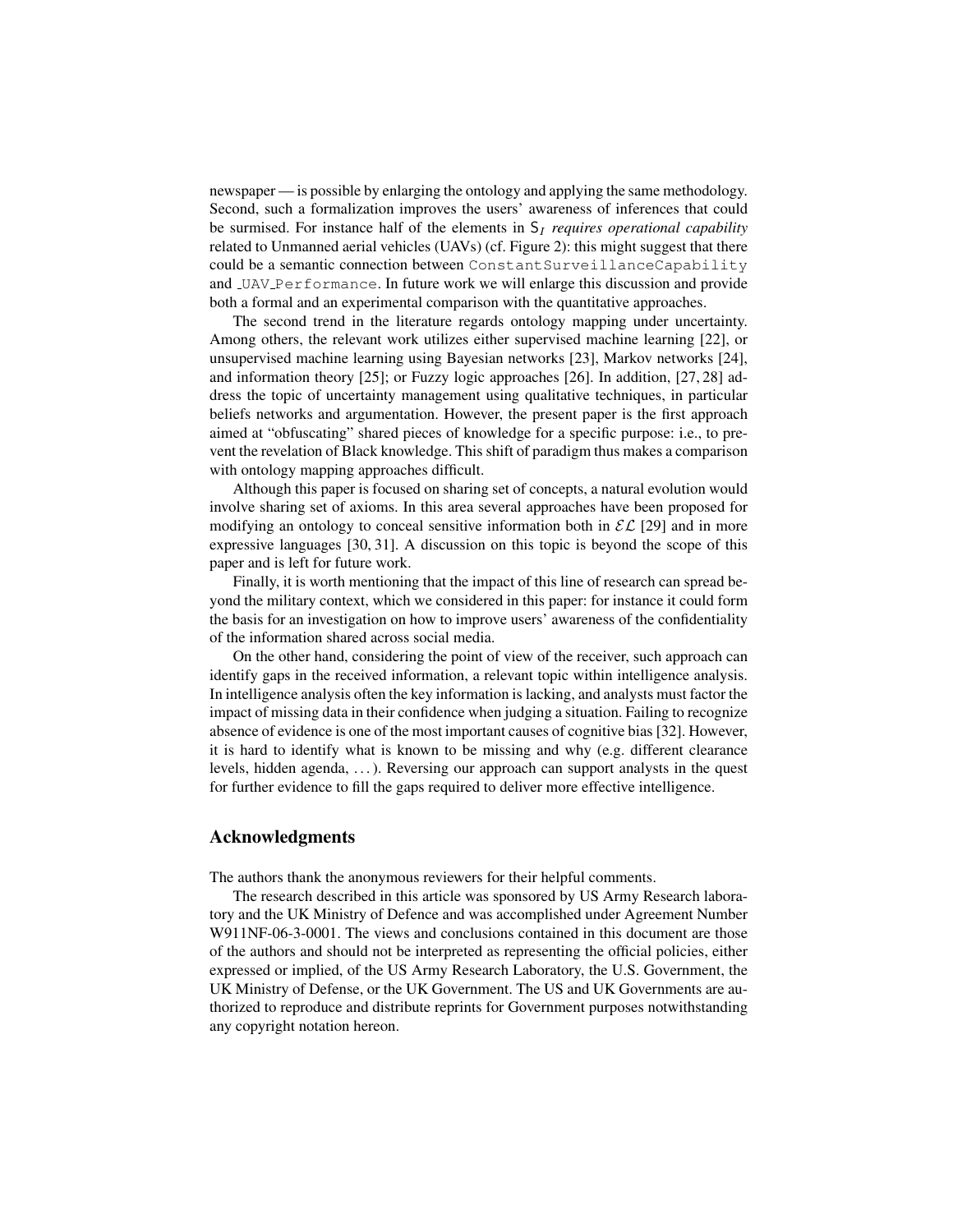newspaper — is possible by enlarging the ontology and applying the same methodology. Second, such a formalization improves the users' awareness of inferences that could be surmised. For instance half of the elements in $\mathsf{S}_I$ *requires operational capability* related to Unmanned aerial vehicles (UAVs) (cf. Figure 2): this might suggest that there could be a semantic connection between `ConstantSurveillanceCapability` and `_UAV_Performance`. In future work we will enlarge this discussion and provide both a formal and an experimental comparison with the quantitative approaches.

The second trend in the literature regards ontology mapping under uncertainty. Among others, the relevant work utilizes either supervised machine learning [22], or unsupervised machine learning using Bayesian networks [23], Markov networks [24], and information theory [25]; or Fuzzy logic approaches [26]. In addition, [27, 28] address the topic of uncertainty management using qualitative techniques, in particular beliefs networks and argumentation. However, the present paper is the first approach aimed at "obfuscating" shared pieces of knowledge for a specific purpose: i.e., to prevent the revelation of Black knowledge. This shift of paradigm thus makes a comparison with ontology mapping approaches difficult.

Although this paper is focused on sharing set of concepts, a natural evolution would involve sharing set of axioms. In this area several approaches have been proposed for modifying an ontology to conceal sensitive information both in $\mathcal{EL}$ [29] and in more expressive languages [30, 31]. A discussion on this topic is beyond the scope of this paper and is left for future work.

Finally, it is worth mentioning that the impact of this line of research can spread beyond the military context, which we considered in this paper: for instance it could form the basis for an investigation on how to improve users' awareness of the confidentiality of the information shared across social media.

On the other hand, considering the point of view of the receiver, such approach can identify gaps in the received information, a relevant topic within intelligence analysis. In intelligence analysis often the key information is lacking, and analysts must factor the impact of missing data in their confidence when judging a situation. Failing to recognize absence of evidence is one of the most important causes of cognitive bias [32]. However, it is hard to identify what is known to be missing and why (e.g. different clearance levels, hidden agenda, ...). Reversing our approach can support analysts in the quest for further evidence to fill the gaps required to deliver more effective intelligence.

## Acknowledgments

The authors thank the anonymous reviewers for their helpful comments.

The research described in this article was sponsored by US Army Research laboratory and the UK Ministry of Defence and was accomplished under Agreement Number W911NF-06-3-0001. The views and conclusions contained in this document are those of the authors and should not be interpreted as representing the official policies, either expressed or implied, of the US Army Research Laboratory, the U.S. Government, the UK Ministry of Defense, or the UK Government. The US and UK Governments are authorized to reproduce and distribute reprints for Government purposes notwithstanding any copyright notation hereon.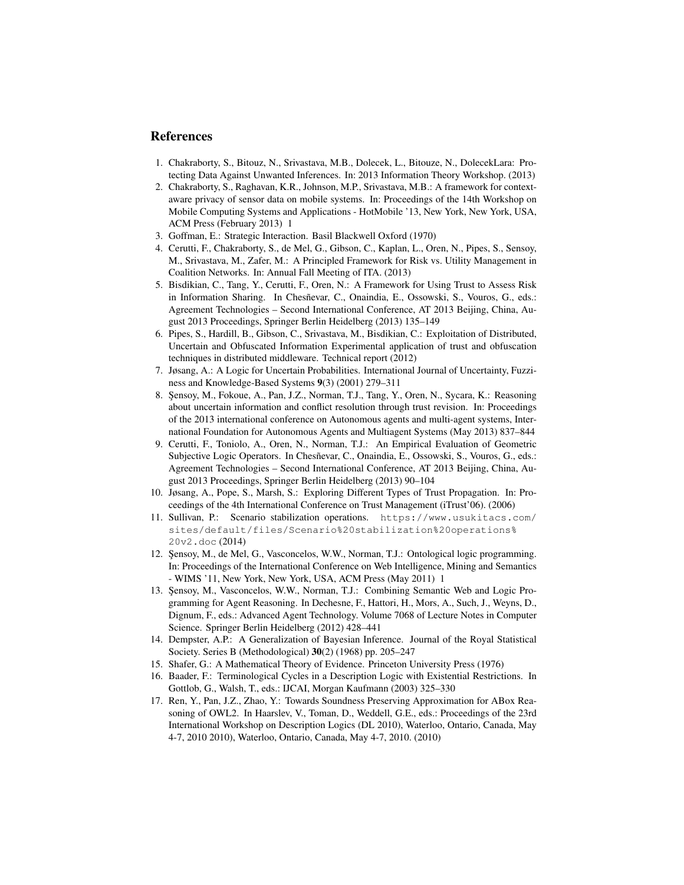## References

1. Chakraborty, S., Bitouz, N., Srivastava, M.B., Dolecek, L., Bitouze, N., DolecekLara: Protecting Data Against Unwanted Inferences. In: 2013 Information Theory Workshop. (2013)
2. Chakraborty, S., Raghavan, K.R., Johnson, M.P., Srivastava, M.B.: A framework for context-aware privacy of sensor data on mobile systems. In: Proceedings of the 14th Workshop on Mobile Computing Systems and Applications - HotMobile '13, New York, New York, USA, ACM Press (February 2013) 1
3. Goffman, E.: Strategic Interaction. Basil Blackwell Oxford (1970)
4. Cerutti, F., Chakraborty, S., de Mel, G., Gibson, C., Kaplan, L., Oren, N., Pipes, S., Sensoy, M., Srivastava, M., Zafer, M.: A Principled Framework for Risk vs. Utility Management in Coalition Networks. In: Annual Fall Meeting of ITA. (2013)
5. Bisdikian, C., Tang, Y., Cerutti, F., Oren, N.: A Framework for Using Trust to Assess Risk in Information Sharing. In Chesñevar, C., Onaindia, E., Ossowski, S., Vouros, G., eds.: Agreement Technologies – Second International Conference, AT 2013 Beijing, China, August 2013 Proceedings, Springer Berlin Heidelberg (2013) 135–149
6. Pipes, S., Hardill, B., Gibson, C., Srivastava, M., Bisdikian, C.: Exploitation of Distributed, Uncertain and Obfuscated Information Experimental application of trust and obfuscation techniques in distributed middleware. Technical report (2012)
7. Jøsang, A.: A Logic for Uncertain Probabilities. International Journal of Uncertainty, Fuzziness and Knowledge-Based Systems **9**(3) (2001) 279–311
8. Şensoy, M., Fokoue, A., Pan, J.Z., Norman, T.J., Tang, Y., Oren, N., Sycara, K.: Reasoning about uncertain information and conflict resolution through trust revision. In: Proceedings of the 2013 international conference on Autonomous agents and multi-agent systems, International Foundation for Autonomous Agents and Multiagent Systems (May 2013) 837–844
9. Cerutti, F., Toniolo, A., Oren, N., Norman, T.J.: An Empirical Evaluation of Geometric Subjective Logic Operators. In Chesñevar, C., Onaindia, E., Ossowski, S., Vouros, G., eds.: Agreement Technologies – Second International Conference, AT 2013 Beijing, China, August 2013 Proceedings, Springer Berlin Heidelberg (2013) 90–104
10. Jøsang, A., Pope, S., Marsh, S.: Exploring Different Types of Trust Propagation. In: Proceedings of the 4th International Conference on Trust Management (iTrust'06). (2006)
11. Sullivan, P.: Scenario stabilization operations. `https://www.usukitacs.com/sites/default/files/Scenario%20stabilization%20operations%20v2.doc` (2014)
12. Şensoy, M., de Mel, G., Vasconcelos, W.W., Norman, T.J.: Ontological logic programming. In: Proceedings of the International Conference on Web Intelligence, Mining and Semantics - WIMS '11, New York, New York, USA, ACM Press (May 2011) 1
13. Şensoy, M., Vasconcelos, W.W., Norman, T.J.: Combining Semantic Web and Logic Programming for Agent Reasoning. In Dechesne, F., Hattori, H., Mors, A., Such, J., Weyns, D., Dignum, F., eds.: Advanced Agent Technology. Volume 7068 of Lecture Notes in Computer Science. Springer Berlin Heidelberg (2012) 428–441
14. Dempster, A.P.: A Generalization of Bayesian Inference. Journal of the Royal Statistical Society. Series B (Methodological) **30**(2) (1968) pp. 205–247
15. Shafer, G.: A Mathematical Theory of Evidence. Princeton University Press (1976)
16. Baader, F.: Terminological Cycles in a Description Logic with Existential Restrictions. In Gottlob, G., Walsh, T., eds.: IJCAI, Morgan Kaufmann (2003) 325–330
17. Ren, Y., Pan, J.Z., Zhao, Y.: Towards Soundness Preserving Approximation for ABox Reasoning of OWL2. In Haarslev, V., Toman, D., Weddell, G.E., eds.: Proceedings of the 23rd International Workshop on Description Logics (DL 2010), Waterloo, Ontario, Canada, May 4-7, 2010 2010), Waterloo, Ontario, Canada, May 4-7, 2010. (2010)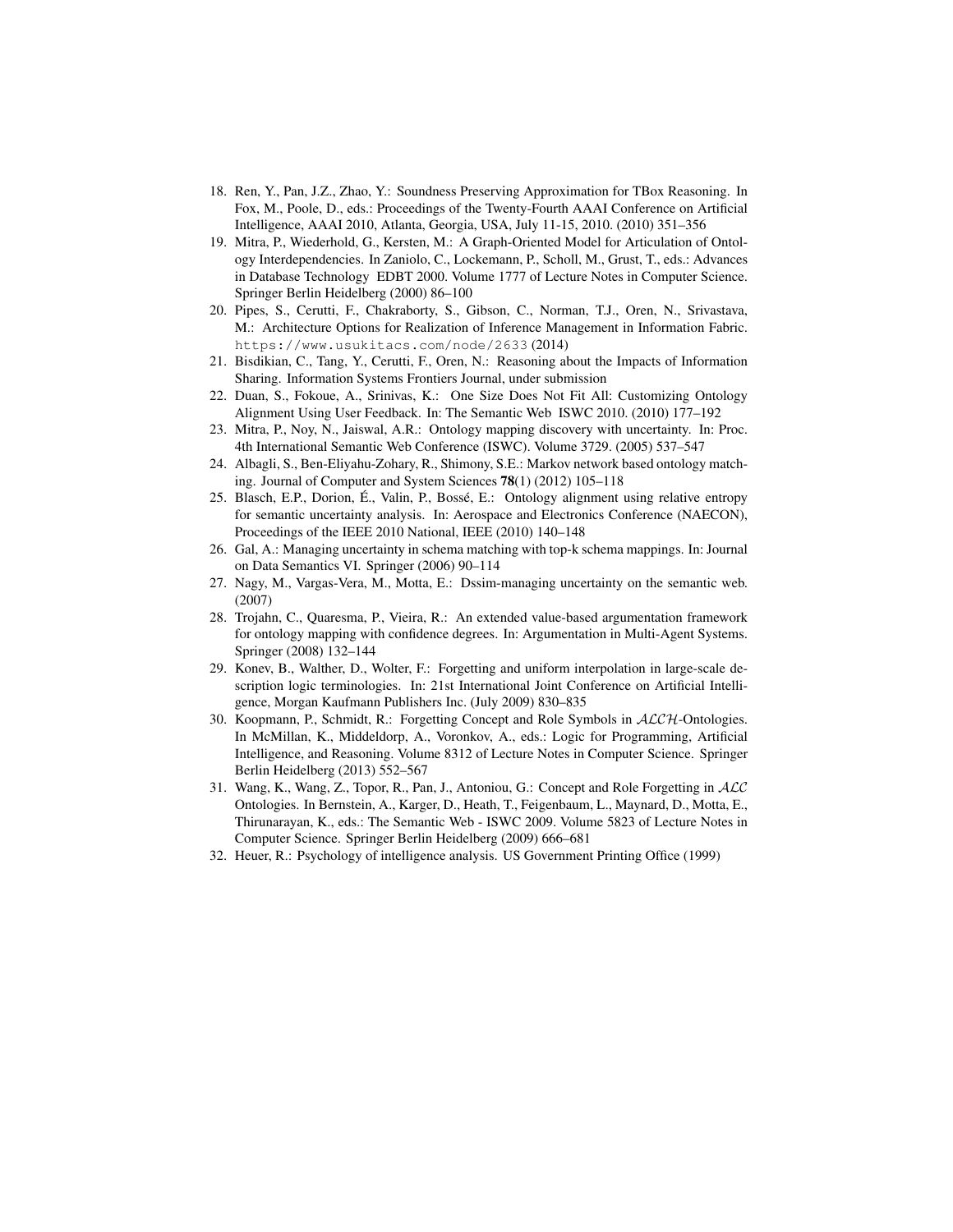18. Ren, Y., Pan, J.Z., Zhao, Y.: Soundness Preserving Approximation for TBox Reasoning. In Fox, M., Poole, D., eds.: Proceedings of the Twenty-Fourth AAAI Conference on Artificial Intelligence, AAAI 2010, Atlanta, Georgia, USA, July 11-15, 2010. (2010) 351–356
19. Mitra, P., Wiederhold, G., Kersten, M.: A Graph-Oriented Model for Articulation of Ontology Interdependencies. In Zaniolo, C., Lockemann, P., Scholl, M., Grust, T., eds.: Advances in Database Technology EDBT 2000. Volume 1777 of Lecture Notes in Computer Science. Springer Berlin Heidelberg (2000) 86–100
20. Pipes, S., Cerutti, F., Chakraborty, S., Gibson, C., Norman, T.J., Oren, N., Srivastava, M.: Architecture Options for Realization of Inference Management in Information Fabric. `https://www.usukitacs.com/node/2633` (2014)
21. Bisdikian, C., Tang, Y., Cerutti, F., Oren, N.: Reasoning about the Impacts of Information Sharing. Information Systems Frontiers Journal, under submission
22. Duan, S., Fokoue, A., Srinivas, K.: One Size Does Not Fit All: Customizing Ontology Alignment Using User Feedback. In: The Semantic Web ISWC 2010. (2010) 177–192
23. Mitra, P., Noy, N., Jaiswal, A.R.: Ontology mapping discovery with uncertainty. In: Proc. 4th International Semantic Web Conference (ISWC). Volume 3729. (2005) 537–547
24. Albagli, S., Ben-Eliyahu-Zohary, R., Shimony, S.E.: Markov network based ontology matching. Journal of Computer and System Sciences **78**(1) (2012) 105–118
25. Blasch, E.P., Dorion, É., Valin, P., Bossé, E.: Ontology alignment using relative entropy for semantic uncertainty analysis. In: Aerospace and Electronics Conference (NAECON), Proceedings of the IEEE 2010 National, IEEE (2010) 140–148
26. Gal, A.: Managing uncertainty in schema matching with top-k schema mappings. In: Journal on Data Semantics VI. Springer (2006) 90–114
27. Nagy, M., Vargas-Vera, M., Motta, E.: Dssim-managing uncertainty on the semantic web. (2007)
28. Trojahn, C., Quaresma, P., Vieira, R.: An extended value-based argumentation framework for ontology mapping with confidence degrees. In: Argumentation in Multi-Agent Systems. Springer (2008) 132–144
29. Konev, B., Walther, D., Wolter, F.: Forgetting and uniform interpolation in large-scale description logic terminologies. In: 21st International Joint Conference on Artificial Intelligence, Morgan Kaufmann Publishers Inc. (July 2009) 830–835
30. Koopmann, P., Schmidt, R.: Forgetting Concept and Role Symbols in $\mathcal{ALCH}$-Ontologies. In McMillan, K., Middeldorp, A., Voronkov, A., eds.: Logic for Programming, Artificial Intelligence, and Reasoning. Volume 8312 of Lecture Notes in Computer Science. Springer Berlin Heidelberg (2013) 552–567
31. Wang, K., Wang, Z., Topor, R., Pan, J., Antoniou, G.: Concept and Role Forgetting in $\mathcal{ALC}$ Ontologies. In Bernstein, A., Karger, D., Heath, T., Feigenbaum, L., Maynard, D., Motta, E., Thirunarayan, K., eds.: The Semantic Web - ISWC 2009. Volume 5823 of Lecture Notes in Computer Science. Springer Berlin Heidelberg (2009) 666–681
32. Heuer, R.: Psychology of intelligence analysis. US Government Printing Office (1999)